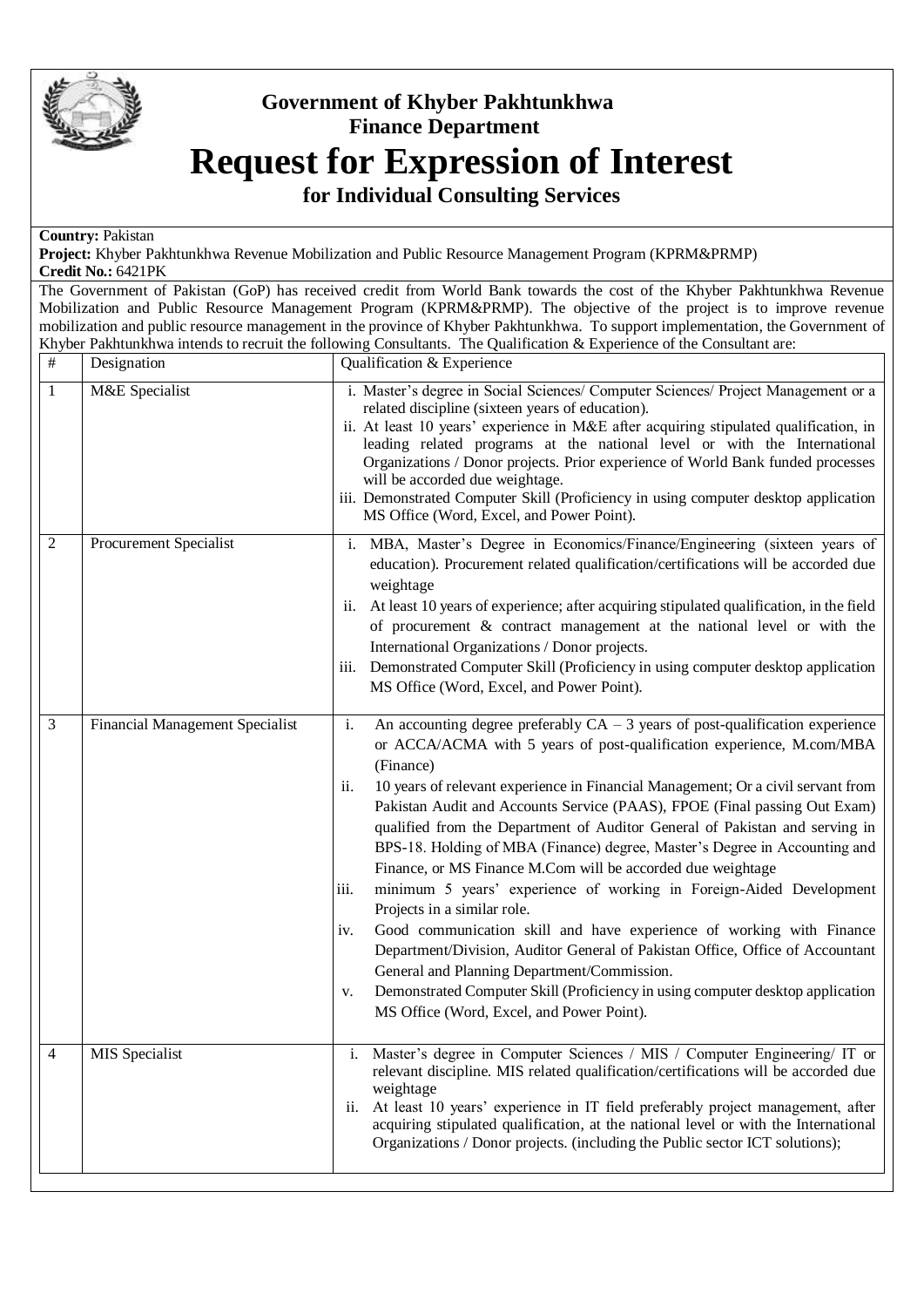## Government of Khyber Pakhtunkhwa
## Finance Department

# Request for Expression of Interest

### for Individual Consulting Services

**Country:** Pakistan
**Project:** Khyber Pakhtunkhwa Revenue Mobilization and Public Resource Management Program (KPRM&PRMP)
**Credit No.:** 6421PK

The Government of Pakistan (GoP) has received credit from World Bank towards the cost of the Khyber Pakhtunkhwa Revenue Mobilization and Public Resource Management Program (KPRM&PRMP). The objective of the project is to improve revenue mobilization and public resource management in the province of Khyber Pakhtunkhwa. To support implementation, the Government of Khyber Pakhtunkhwa intends to recruit the following Consultants. The Qualification & Experience of the Consultant are:

| # | Designation | Qualification & Experience |
|---|---|---|
| 1 | M&E Specialist | i. Master's degree in Social Sciences/ Computer Sciences/ Project Management or a related discipline (sixteen years of education).<br>ii. At least 10 years' experience in M&E after acquiring stipulated qualification, in leading related programs at the national level or with the International Organizations / Donor projects. Prior experience of World Bank funded processes will be accorded due weightage.<br>iii. Demonstrated Computer Skill (Proficiency in using computer desktop application MS Office (Word, Excel, and Power Point). |
| 2 | Procurement Specialist | i. MBA, Master's Degree in Economics/Finance/Engineering (sixteen years of education). Procurement related qualification/certifications will be accorded due weightage<br>ii. At least 10 years of experience; after acquiring stipulated qualification, in the field of procurement & contract management at the national level or with the International Organizations / Donor projects.<br>iii. Demonstrated Computer Skill (Proficiency in using computer desktop application MS Office (Word, Excel, and Power Point). |
| 3 | Financial Management Specialist | i. An accounting degree preferably CA – 3 years of post-qualification experience or ACCA/ACMA with 5 years of post-qualification experience, M.com/MBA (Finance)<br>ii. 10 years of relevant experience in Financial Management; Or a civil servant from Pakistan Audit and Accounts Service (PAAS), FPOE (Final passing Out Exam) qualified from the Department of Auditor General of Pakistan and serving in BPS-18. Holding of MBA (Finance) degree, Master's Degree in Accounting and Finance, or MS Finance M.Com will be accorded due weightage<br>iii. minimum 5 years' experience of working in Foreign-Aided Development Projects in a similar role.<br>iv. Good communication skill and have experience of working with Finance Department/Division, Auditor General of Pakistan Office, Office of Accountant General and Planning Department/Commission.<br>v. Demonstrated Computer Skill (Proficiency in using computer desktop application MS Office (Word, Excel, and Power Point). |
| 4 | MIS Specialist | i. Master's degree in Computer Sciences / MIS / Computer Engineering/ IT or relevant discipline. MIS related qualification/certifications will be accorded due weightage<br>ii. At least 10 years' experience in IT field preferably project management, after acquiring stipulated qualification, at the national level or with the International Organizations / Donor projects. (including the Public sector ICT solutions); |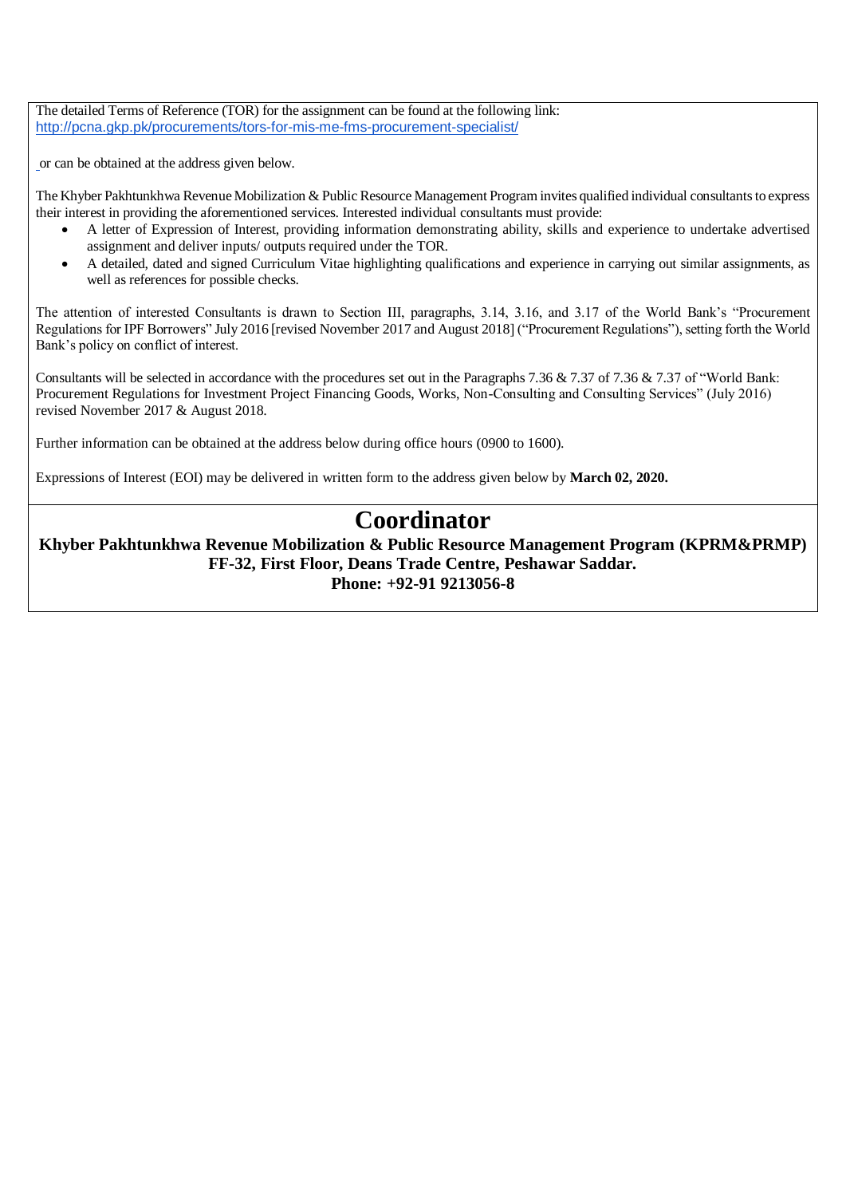The detailed Terms of Reference (TOR) for the assignment can be found at the following link:
http://pcna.gkp.pk/procurements/tors-for-mis-me-fms-procurement-specialist/

or can be obtained at the address given below.

The Khyber Pakhtunkhwa Revenue Mobilization & Public Resource Management Program invites qualified individual consultants to express their interest in providing the aforementioned services. Interested individual consultants must provide:

- A letter of Expression of Interest, providing information demonstrating ability, skills and experience to undertake advertised assignment and deliver inputs/ outputs required under the TOR.
- A detailed, dated and signed Curriculum Vitae highlighting qualifications and experience in carrying out similar assignments, as well as references for possible checks.

The attention of interested Consultants is drawn to Section III, paragraphs, 3.14, 3.16, and 3.17 of the World Bank's "Procurement Regulations for IPF Borrowers" July 2016 [revised November 2017 and August 2018] ("Procurement Regulations"), setting forth the World Bank's policy on conflict of interest.

Consultants will be selected in accordance with the procedures set out in the Paragraphs 7.36 & 7.37 of 7.36 & 7.37 of "World Bank: Procurement Regulations for Investment Project Financing Goods, Works, Non-Consulting and Consulting Services" (July 2016) revised November 2017 & August 2018.

Further information can be obtained at the address below during office hours (0900 to 1600).

Expressions of Interest (EOI) may be delivered in written form to the address given below by **March 02, 2020.**

# Coordinator

**Khyber Pakhtunkhwa Revenue Mobilization & Public Resource Management Program (KPRM&PRMP)**
**FF-32, First Floor, Deans Trade Centre, Peshawar Saddar.**
**Phone: +92-91 9213056-8**